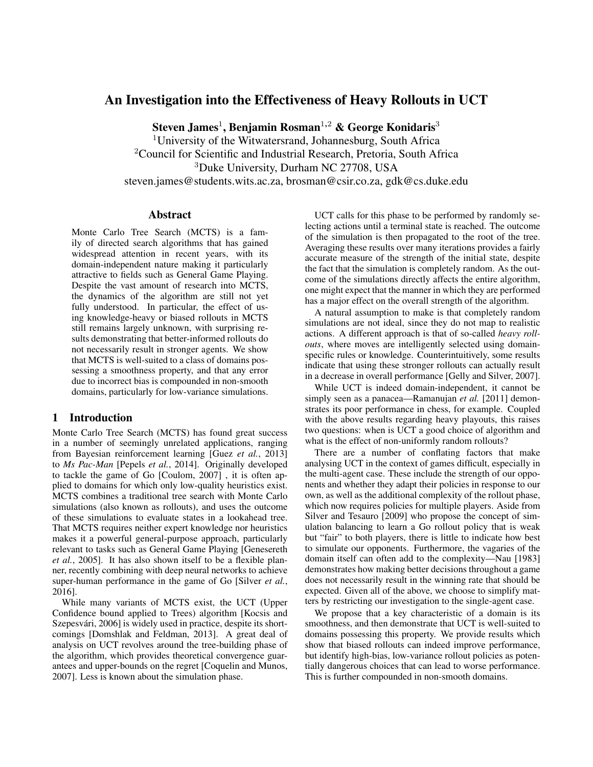# An Investigation into the Effectiveness of Heavy Rollouts in UCT

**Steven James**[1], **Benjamin Rosman**[1,2] **& George Konidaris**[3]

[1]University of the Witwatersrand, Johannesburg, South Africa
[2]Council for Scientific and Industrial Research, Pretoria, South Africa
[3]Duke University, Durham NC 27708, USA
steven.james@students.wits.ac.za, brosman@csir.co.za, gdk@cs.duke.edu

## Abstract

Monte Carlo Tree Search (MCTS) is a family of directed search algorithms that has gained widespread attention in recent years, with its domain-independent nature making it particularly attractive to fields such as General Game Playing. Despite the vast amount of research into MCTS, the dynamics of the algorithm are still not yet fully understood. In particular, the effect of using knowledge-heavy or biased rollouts in MCTS still remains largely unknown, with surprising results demonstrating that better-informed rollouts do not necessarily result in stronger agents. We show that MCTS is well-suited to a class of domains possessing a smoothness property, and that any error due to incorrect bias is compounded in non-smooth domains, particularly for low-variance simulations.

## 1 Introduction

Monte Carlo Tree Search (MCTS) has found great success in a number of seemingly unrelated applications, ranging from Bayesian reinforcement learning [Guez *et al.*, 2013] to *Ms Pac-Man* [Pepels *et al.*, 2014]. Originally developed to tackle the game of Go [Coulom, 2007] , it is often applied to domains for which only low-quality heuristics exist. MCTS combines a traditional tree search with Monte Carlo simulations (also known as rollouts), and uses the outcome of these simulations to evaluate states in a lookahead tree. That MCTS requires neither expert knowledge nor heuristics makes it a powerful general-purpose approach, particularly relevant to tasks such as General Game Playing [Genesereth *et al.*, 2005]. It has also shown itself to be a flexible planner, recently combining with deep neural networks to achieve super-human performance in the game of Go [Silver *et al.*, 2016].

While many variants of MCTS exist, the UCT (Upper Confidence bound applied to Trees) algorithm [Kocsis and Szepesvári, 2006] is widely used in practice, despite its shortcomings [Domshlak and Feldman, 2013]. A great deal of analysis on UCT revolves around the tree-building phase of the algorithm, which provides theoretical convergence guarantees and upper-bounds on the regret [Coquelin and Munos, 2007]. Less is known about the simulation phase.

UCT calls for this phase to be performed by randomly selecting actions until a terminal state is reached. The outcome of the simulation is then propagated to the root of the tree. Averaging these results over many iterations provides a fairly accurate measure of the strength of the initial state, despite the fact that the simulation is completely random. As the outcome of the simulations directly affects the entire algorithm, one might expect that the manner in which they are performed has a major effect on the overall strength of the algorithm.

A natural assumption to make is that completely random simulations are not ideal, since they do not map to realistic actions. A different approach is that of so-called *heavy rollouts*, where moves are intelligently selected using domain-specific rules or knowledge. Counterintuitively, some results indicate that using these stronger rollouts can actually result in a decrease in overall performance [Gelly and Silver, 2007].

While UCT is indeed domain-independent, it cannot be simply seen as a panacea—Ramanujan *et al.* [2011] demonstrates its poor performance in chess, for example. Coupled with the above results regarding heavy playouts, this raises two questions: when is UCT a good choice of algorithm and what is the effect of non-uniformly random rollouts?

There are a number of conflating factors that make analysing UCT in the context of games difficult, especially in the multi-agent case. These include the strength of our opponents and whether they adapt their policies in response to our own, as well as the additional complexity of the rollout phase, which now requires policies for multiple players. Aside from Silver and Tesauro [2009] who propose the concept of simulation balancing to learn a Go rollout policy that is weak but "fair" to both players, there is little to indicate how best to simulate our opponents. Furthermore, the vagaries of the domain itself can often add to the complexity—Nau [1983] demonstrates how making better decisions throughout a game does not necessarily result in the winning rate that should be expected. Given all of the above, we choose to simplify matters by restricting our investigation to the single-agent case.

We propose that a key characteristic of a domain is its smoothness, and then demonstrate that UCT is well-suited to domains possessing this property. We provide results which show that biased rollouts can indeed improve performance, but identify high-bias, low-variance rollout policies as potentially dangerous choices that can lead to worse performance. This is further compounded in non-smooth domains.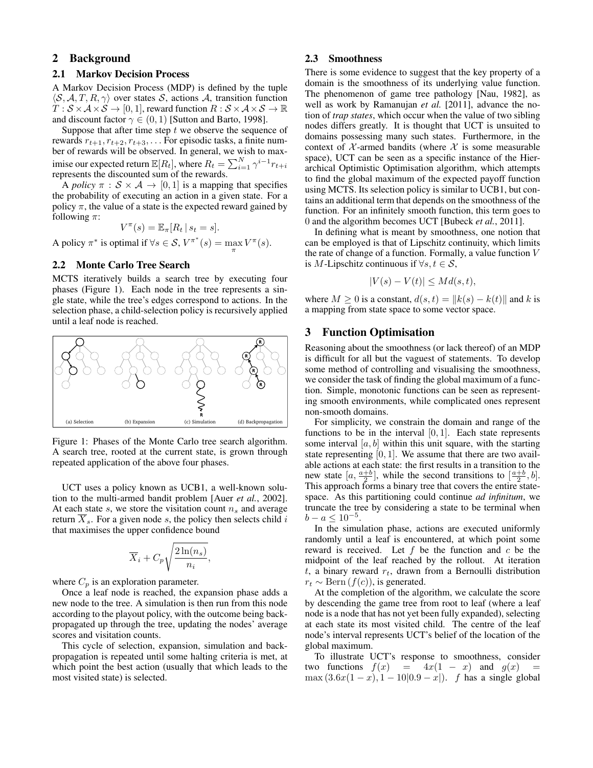## 2 Background

### 2.1 Markov Decision Process

A Markov Decision Process (MDP) is defined by the tuple $\langle \mathcal{S}, \mathcal{A}, T, R, \gamma \rangle$ over states $\mathcal{S}$, actions $\mathcal{A}$, transition function $T : \mathcal{S} \times \mathcal{A} \times \mathcal{S} \to [0, 1]$, reward function $R : \mathcal{S} \times \mathcal{A} \times \mathcal{S} \to \mathbb{R}$ and discount factor $\gamma \in (0, 1)$ [Sutton and Barto, 1998].

Suppose that after time step $t$ we observe the sequence of rewards $r_{t+1}, r_{t+2}, r_{t+3}, \ldots$ For episodic tasks, a finite number of rewards will be observed. In general, we wish to maximise our expected return $\mathbb{E}[R_t]$, where $R_t = \sum_{i=1}^{N} \gamma^{i-1} r_{t+i}$ represents the discounted sum of the rewards.

A *policy* $\pi : \mathcal{S} \times \mathcal{A} \to [0, 1]$ is a mapping that specifies the probability of executing an action in a given state. For a policy $\pi$, the value of a state is the expected reward gained by following $\pi$:

$$V^{\pi}(s) = \mathbb{E}_{\pi}[R_t \mid s_t = s].$$

A policy $\pi^*$ is optimal if $\forall s \in \mathcal{S}, V^{\pi^*}(s) = \max_{\pi} V^{\pi}(s)$.

### 2.2 Monte Carlo Tree Search

MCTS iteratively builds a search tree by executing four phases (Figure 1). Each node in the tree represents a single state, while the tree's edges correspond to actions. In the selection phase, a child-selection policy is recursively applied until a leaf node is reached.

(a) Selection (b) Expansion (c) Simulation (d) Backpropagation

Figure 1: Phases of the Monte Carlo tree search algorithm. A search tree, rooted at the current state, is grown through repeated application of the above four phases.

UCT uses a policy known as UCB1, a well-known solution to the multi-armed bandit problem [Auer *et al.*, 2002]. At each state $s$, we store the visitation count $n_s$ and average return $\overline{X}_s$. For a given node $s$, the policy then selects child $i$ that maximises the upper confidence bound

$$\overline{X}_i + C_p \sqrt{\frac{2 \ln(n_s)}{n_i}},$$

where $C_p$ is an exploration parameter.

Once a leaf node is reached, the expansion phase adds a new node to the tree. A simulation is then run from this node according to the playout policy, with the outcome being backpropagated up through the tree, updating the nodes' average scores and visitation counts.

This cycle of selection, expansion, simulation and backpropagation is repeated until some halting criteria is met, at which point the best action (usually that which leads to the most visited state) is selected.

### 2.3 Smoothness

There is some evidence to suggest that the key property of a domain is the smoothness of its underlying value function. The phenomenon of game tree pathology [Nau, 1982], as well as work by Ramanujan *et al.* [2011], advance the notion of *trap states*, which occur when the value of two sibling nodes differs greatly. It is thought that UCT is unsuited to domains possessing many such states. Furthermore, in the context of $\mathcal{X}$-armed bandits (where $\mathcal{X}$ is some measurable space), UCT can be seen as a specific instance of the Hierarchical Optimistic Optimisation algorithm, which attempts to find the global maximum of the expected payoff function using MCTS. Its selection policy is similar to UCB1, but contains an additional term that depends on the smoothness of the function. For an infinitely smooth function, this term goes to 0 and the algorithm becomes UCT [Bubeck *et al.*, 2011].

In defining what is meant by smoothness, one notion that can be employed is that of Lipschitz continuity, which limits the rate of change of a function. Formally, a value function $V$ is $M$-Lipschitz continuous if $\forall s, t \in \mathcal{S}$,

$$|V(s) - V(t)| \leq M d(s, t),$$

where $M \geq 0$ is a constant, $d(s, t) = \|k(s) - k(t)\|$ and $k$ is a mapping from state space to some vector space.

## 3 Function Optimisation

Reasoning about the smoothness (or lack thereof) of an MDP is difficult for all but the vaguest of statements. To develop some method of controlling and visualising the smoothness, we consider the task of finding the global maximum of a function. Simple, monotonic functions can be seen as representing smooth environments, while complicated ones represent non-smooth domains.

For simplicity, we constrain the domain and range of the functions to be in the interval $[0, 1]$. Each state represents some interval $[a, b]$ within this unit square, with the starting state representing $[0, 1]$. We assume that there are two available actions at each state: the first results in a transition to the new state $[a, \frac{a+b}{2}]$, while the second transitions to $[\frac{a+b}{2}, b]$. This approach forms a binary tree that covers the entire state-space. As this partitioning could continue *ad infinitum*, we truncate the tree by considering a state to be terminal when $b - a \leq 10^{-5}$.

In the simulation phase, actions are executed uniformly randomly until a leaf is encountered, at which point some reward is received. Let $f$ be the function and $c$ be the midpoint of the leaf reached by the rollout. At iteration $t$, a binary reward $r_t$, drawn from a Bernoulli distribution $r_t \sim \text{Bern}(f(c))$, is generated.

At the completion of the algorithm, we calculate the score by descending the game tree from root to leaf (where a leaf node is a node that has not yet been fully expanded), selecting at each state its most visited child. The centre of the leaf node's interval represents UCT's belief of the location of the global maximum.

To illustrate UCT's response to smoothness, consider two functions $f(x) = 4x(1 - x)$ and $g(x) = \max(3.6x(1 - x), 1 - 10|0.9 - x|)$. $f$ has a single global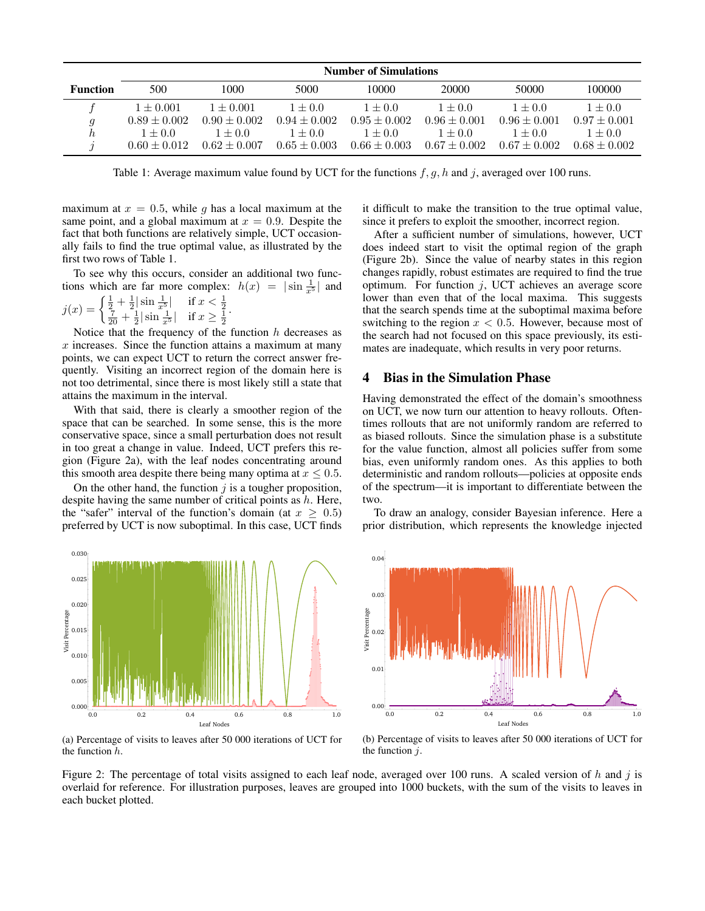| Function | Number of Simulations | | | | | | |
|---|---|---|---|---|---|---|---|
| | 500 | 1000 | 5000 | 10000 | 20000 | 50000 | 100000 |
| $f$ | $1 \pm 0.001$ | $1 \pm 0.001$ | $1 \pm 0.0$ | $1 \pm 0.0$ | $1 \pm 0.0$ | $1 \pm 0.0$ | $1 \pm 0.0$ |
| $g$ | $0.89 \pm 0.002$ | $0.90 \pm 0.002$ | $0.94 \pm 0.002$ | $0.95 \pm 0.002$ | $0.96 \pm 0.001$ | $0.96 \pm 0.001$ | $0.97 \pm 0.001$ |
| $h$ | $1 \pm 0.0$ | $1 \pm 0.0$ | $1 \pm 0.0$ | $1 \pm 0.0$ | $1 \pm 0.0$ | $1 \pm 0.0$ | $1 \pm 0.0$ |
| $j$ | $0.60 \pm 0.012$ | $0.62 \pm 0.007$ | $0.65 \pm 0.003$ | $0.66 \pm 0.003$ | $0.67 \pm 0.002$ | $0.67 \pm 0.002$ | $0.68 \pm 0.002$ |

Table 1: Average maximum value found by UCT for the functions $f, g, h$ and $j$, averaged over 100 runs.

maximum at $x = 0.5$, while $g$ has a local maximum at the same point, and a global maximum at $x = 0.9$. Despite the fact that both functions are relatively simple, UCT occasionally fails to find the true optimal value, as illustrated by the first two rows of Table 1.

To see why this occurs, consider an additional two functions which are far more complex: $h(x) = |\sin \frac{1}{x^5}|$ and $j(x) = \begin{cases} \frac{1}{2} + \frac{1}{2}|\sin \frac{1}{x^5}| & \text{if } x < \frac{1}{2} \\ \frac{7}{20} + \frac{1}{2}|\sin \frac{1}{x^5}| & \text{if } x \geq \frac{1}{2} \end{cases}$.

Notice that the frequency of the function $h$ decreases as $x$ increases. Since the function attains a maximum at many points, we can expect UCT to return the correct answer frequently. Visiting an incorrect region of the domain here is not too detrimental, since there is most likely still a state that attains the maximum in the interval.

With that said, there is clearly a smoother region of the space that can be searched. In some sense, this is the more conservative space, since a small perturbation does not result in too great a change in value. Indeed, UCT prefers this region (Figure 2a), with the leaf nodes concentrating around this smooth area despite there being many optima at $x \leq 0.5$.

On the other hand, the function $j$ is a tougher proposition, despite having the same number of critical points as $h$. Here, the "safer" interval of the function's domain (at $x \geq 0.5$) preferred by UCT is now suboptimal. In this case, UCT finds it difficult to make the transition to the true optimal value, since it prefers to exploit the smoother, incorrect region.

After a sufficient number of simulations, however, UCT does indeed start to visit the optimal region of the graph (Figure 2b). Since the value of nearby states in this region changes rapidly, robust estimates are required to find the true optimum. For function $j$, UCT achieves an average score lower than even that of the local maxima. This suggests that the search spends time at the suboptimal maxima before switching to the region $x < 0.5$. However, because most of the search had not focused on this space previously, its estimates are inadequate, which results in very poor returns.

## 4 Bias in the Simulation Phase

Having demonstrated the effect of the domain's smoothness on UCT, we now turn our attention to heavy rollouts. Oftentimes rollouts that are not uniformly random are referred to as biased rollouts. Since the simulation phase is a substitute for the value function, almost all policies suffer from some bias, even uniformly random ones. As this applies to both deterministic and random rollouts—policies at opposite ends of the spectrum—it is important to differentiate between the two.

To draw an analogy, consider Bayesian inference. Here a prior distribution, which represents the knowledge injected

(a) Percentage of visits to leaves after 50 000 iterations of UCT for the function $h$.

(b) Percentage of visits to leaves after 50 000 iterations of UCT for the function $j$.

Figure 2: The percentage of total visits assigned to each leaf node, averaged over 100 runs. A scaled version of $h$ and $j$ is overlaid for reference. For illustration purposes, leaves are grouped into 1000 buckets, with the sum of the visits to leaves in each bucket plotted.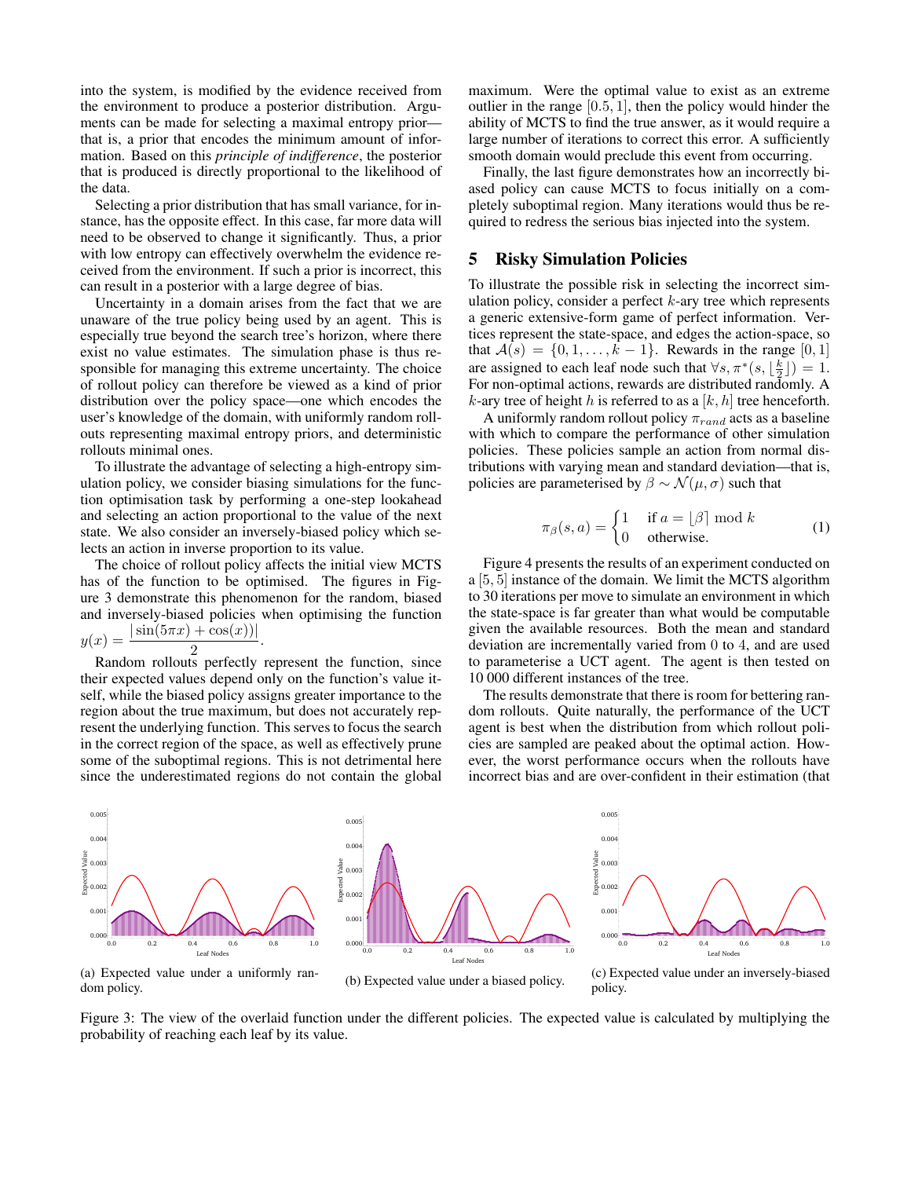into the system, is modified by the evidence received from the environment to produce a posterior distribution. Arguments can be made for selecting a maximal entropy prior—that is, a prior that encodes the minimum amount of information. Based on this *principle of indifference*, the posterior that is produced is directly proportional to the likelihood of the data.

Selecting a prior distribution that has small variance, for instance, has the opposite effect. In this case, far more data will need to be observed to change it significantly. Thus, a prior with low entropy can effectively overwhelm the evidence received from the environment. If such a prior is incorrect, this can result in a posterior with a large degree of bias.

Uncertainty in a domain arises from the fact that we are unaware of the true policy being used by an agent. This is especially true beyond the search tree's horizon, where there exist no value estimates. The simulation phase is thus responsible for managing this extreme uncertainty. The choice of rollout policy can therefore be viewed as a kind of prior distribution over the policy space—one which encodes the user's knowledge of the domain, with uniformly random rollouts representing maximal entropy priors, and deterministic rollouts minimal ones.

To illustrate the advantage of selecting a high-entropy simulation policy, we consider biasing simulations for the function optimisation task by performing a one-step lookahead and selecting an action proportional to the value of the next state. We also consider an inversely-biased policy which selects an action in inverse proportion to its value.

The choice of rollout policy affects the initial view MCTS has of the function to be optimised. The figures in Figure 3 demonstrate this phenomenon for the random, biased and inversely-biased policies when optimising the function $y(x) = \dfrac{|\sin(5\pi x) + \cos(x))|}{2}$.

Random rollouts perfectly represent the function, since their expected values depend only on the function's value itself, while the biased policy assigns greater importance to the region about the true maximum, but does not accurately represent the underlying function. This serves to focus the search in the correct region of the space, as well as effectively prune some of the suboptimal regions. This is not detrimental here since the underestimated regions do not contain the global maximum. Were the optimal value to exist as an extreme outlier in the range $[0.5, 1]$, then the policy would hinder the ability of MCTS to find the true answer, as it would require a large number of iterations to correct this error. A sufficiently smooth domain would preclude this event from occurring.

Finally, the last figure demonstrates how an incorrectly biased policy can cause MCTS to focus initially on a completely suboptimal region. Many iterations would thus be required to redress the serious bias injected into the system.

## 5 Risky Simulation Policies

To illustrate the possible risk in selecting the incorrect simulation policy, consider a perfect $k$-ary tree which represents a generic extensive-form game of perfect information. Vertices represent the state-space, and edges the action-space, so that $\mathcal{A}(s) = \{0, 1, \ldots, k-1\}$. Rewards in the range $[0, 1]$ are assigned to each leaf node such that $\forall s, \pi^*(s, \lfloor \frac{k}{2} \rfloor) = 1$. For non-optimal actions, rewards are distributed randomly. A $k$-ary tree of height $h$ is referred to as a $[k, h]$ tree henceforth.

A uniformly random rollout policy $\pi_{rand}$ acts as a baseline with which to compare the performance of other simulation policies. These policies sample an action from normal distributions with varying mean and standard deviation—that is, policies are parameterised by $\beta \sim \mathcal{N}(\mu, \sigma)$ such that

$$\pi_\beta(s, a) = \begin{cases} 1 & \text{if } a = \lfloor \beta \rceil \bmod k \\ 0 & \text{otherwise.} \end{cases} \quad (1)$$

Figure 4 presents the results of an experiment conducted on a $[5, 5]$ instance of the domain. We limit the MCTS algorithm to 30 iterations per move to simulate an environment in which the state-space is far greater than what would be computable given the available resources. Both the mean and standard deviation are incrementally varied from 0 to 4, and are used to parameterise a UCT agent. The agent is then tested on 10 000 different instances of the tree.

The results demonstrate that there is room for bettering random rollouts. Quite naturally, the performance of the UCT agent is best when the distribution from which rollout policies are sampled are peaked about the optimal action. However, the worst performance occurs when the rollouts have incorrect bias and are over-confident in their estimation (that

(a) Expected value under a uniformly random policy.

(b) Expected value under a biased policy.

(c) Expected value under an inversely-biased policy.

Figure 3: The view of the overlaid function under the different policies. The expected value is calculated by multiplying the probability of reaching each leaf by its value.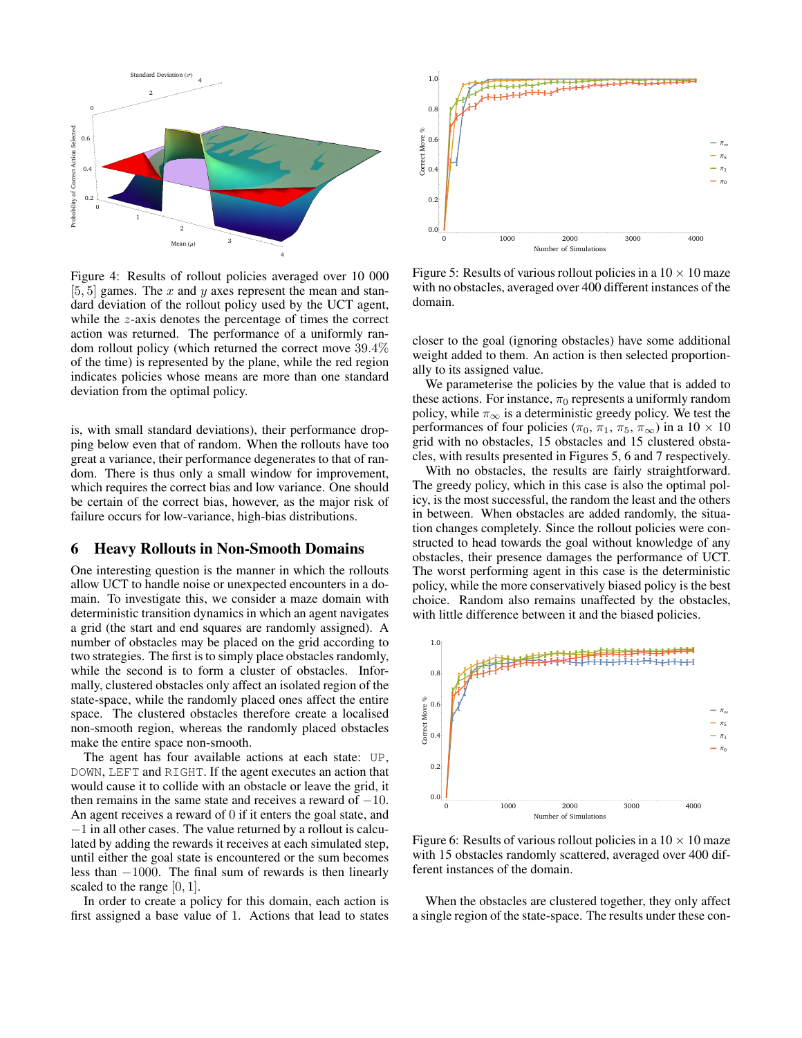Figure 4: Results of rollout policies averaged over 10 000 $[5, 5]$ games. The $x$ and $y$ axes represent the mean and standard deviation of the rollout policy used by the UCT agent, while the $z$-axis denotes the percentage of times the correct action was returned. The performance of a uniformly random rollout policy (which returned the correct move 39.4% of the time) is represented by the plane, while the red region indicates policies whose means are more than one standard deviation from the optimal policy.

is, with small standard deviations), their performance dropping below even that of random. When the rollouts have too great a variance, their performance degenerates to that of random. There is thus only a small window for improvement, which requires the correct bias and low variance. One should be certain of the correct bias, however, as the major risk of failure occurs for low-variance, high-bias distributions.

## 6 Heavy Rollouts in Non-Smooth Domains

One interesting question is the manner in which the rollouts allow UCT to handle noise or unexpected encounters in a domain. To investigate this, we consider a maze domain with deterministic transition dynamics in which an agent navigates a grid (the start and end squares are randomly assigned). A number of obstacles may be placed on the grid according to two strategies. The first is to simply place obstacles randomly, while the second is to form a cluster of obstacles. Informally, clustered obstacles only affect an isolated region of the state-space, while the randomly placed ones affect the entire space. The clustered obstacles therefore create a localised non-smooth region, whereas the randomly placed obstacles make the entire space non-smooth.

The agent has four available actions at each state: `UP`, `DOWN`, `LEFT` and `RIGHT`. If the agent executes an action that would cause it to collide with an obstacle or leave the grid, it then remains in the same state and receives a reward of $-10$. An agent receives a reward of $0$ if it enters the goal state, and $-1$ in all other cases. The value returned by a rollout is calculated by adding the rewards it receives at each simulated step, until either the goal state is encountered or the sum becomes less than $-1000$. The final sum of rewards is then linearly scaled to the range $[0, 1]$.

In order to create a policy for this domain, each action is first assigned a base value of 1. Actions that lead to states closer to the goal (ignoring obstacles) have some additional weight added to them. An action is then selected proportionally to its assigned value.

Figure 5: Results of various rollout policies in a $10 \times 10$ maze with no obstacles, averaged over 400 different instances of the domain.

We parameterise the policies by the value that is added to these actions. For instance, $\pi_0$ represents a uniformly random policy, while $\pi_\infty$ is a deterministic greedy policy. We test the performances of four policies ($\pi_0$, $\pi_1$, $\pi_5$, $\pi_\infty$) in a $10 \times 10$ grid with no obstacles, 15 obstacles and 15 clustered obstacles, with results presented in Figures 5, 6 and 7 respectively.

With no obstacles, the results are fairly straightforward. The greedy policy, which in this case is also the optimal policy, is the most successful, the random the least and the others in between. When obstacles are added randomly, the situation changes completely. Since the rollout policies were constructed to head towards the goal without knowledge of any obstacles, their presence damages the performance of UCT. The worst performing agent in this case is the deterministic policy, while the more conservatively biased policy is the best choice. Random also remains unaffected by the obstacles, with little difference between it and the biased policies.

Figure 6: Results of various rollout policies in a $10 \times 10$ maze with 15 obstacles randomly scattered, averaged over 400 different instances of the domain.

When the obstacles are clustered together, they only affect a single region of the state-space. The results under these con-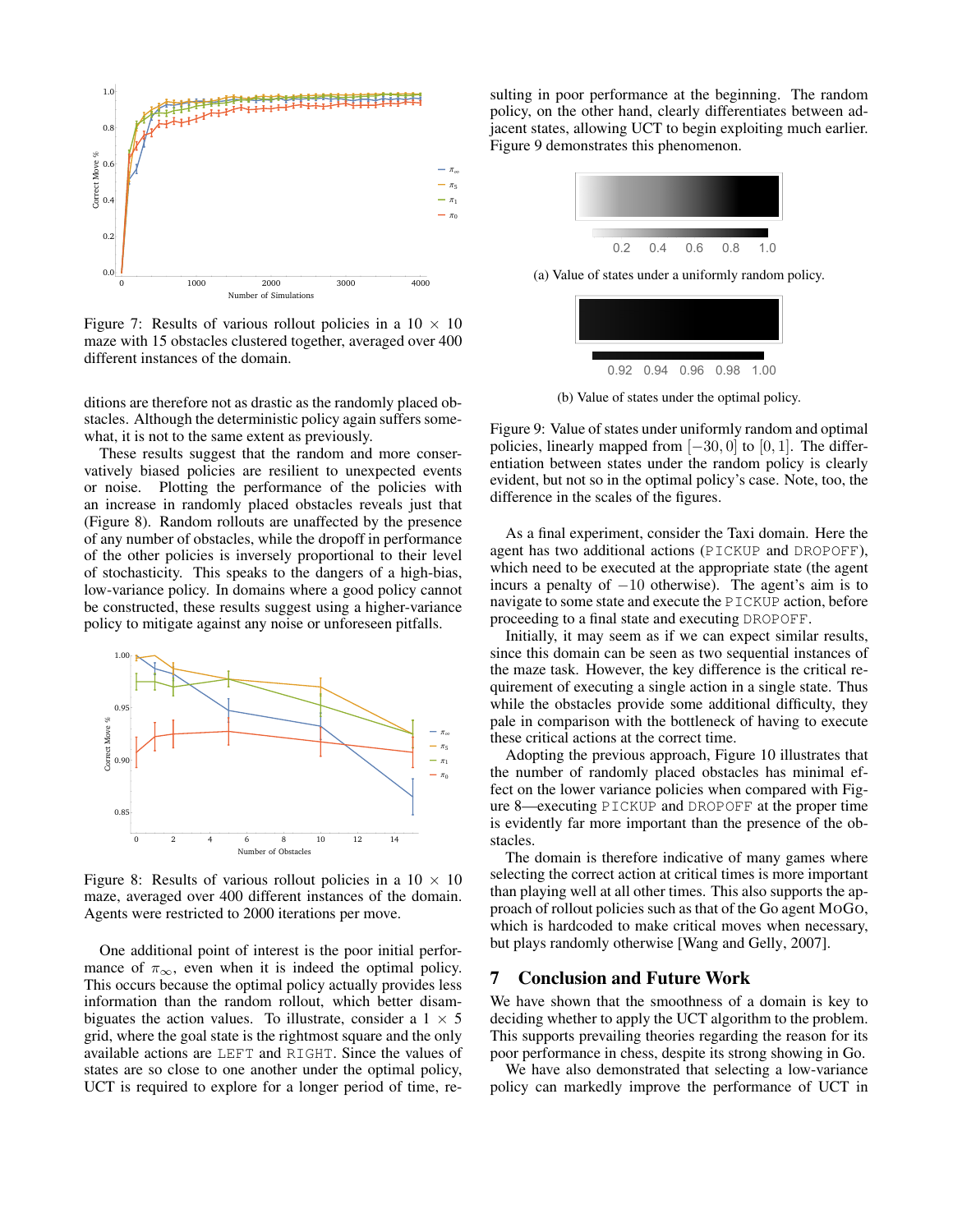Figure 7: Results of various rollout policies in a $10 \times 10$ maze with 15 obstacles clustered together, averaged over 400 different instances of the domain.

ditions are therefore not as drastic as the randomly placed obstacles. Although the deterministic policy again suffers somewhat, it is not to the same extent as previously.

These results suggest that the random and more conservatively biased policies are resilient to unexpected events or noise. Plotting the performance of the policies with an increase in randomly placed obstacles reveals just that (Figure 8). Random rollouts are unaffected by the presence of any number of obstacles, while the dropoff in performance of the other policies is inversely proportional to their level of stochasticity. This speaks to the dangers of a high-bias, low-variance policy. In domains where a good policy cannot be constructed, these results suggest using a higher-variance policy to mitigate against any noise or unforeseen pitfalls.

Figure 8: Results of various rollout policies in a $10 \times 10$ maze, averaged over 400 different instances of the domain. Agents were restricted to 2000 iterations per move.

One additional point of interest is the poor initial performance of $\pi_\infty$, even when it is indeed the optimal policy. This occurs because the optimal policy actually provides less information than the random rollout, which better disambiguates the action values. To illustrate, consider a $1 \times 5$ grid, where the goal state is the rightmost square and the only available actions are LEFT and RIGHT. Since the values of states are so close to one another under the optimal policy, UCT is required to explore for a longer period of time, resulting in poor performance at the beginning. The random policy, on the other hand, clearly differentiates between adjacent states, allowing UCT to begin exploiting much earlier. Figure 9 demonstrates this phenomenon.

(a) Value of states under a uniformly random policy.

(b) Value of states under the optimal policy.

Figure 9: Value of states under uniformly random and optimal policies, linearly mapped from $[-30, 0]$ to $[0, 1]$. The differentiation between states under the random policy is clearly evident, but not so in the optimal policy's case. Note, too, the difference in the scales of the figures.

As a final experiment, consider the Taxi domain. Here the agent has two additional actions (PICKUP and DROPOFF), which need to be executed at the appropriate state (the agent incurs a penalty of $-10$ otherwise). The agent's aim is to navigate to some state and execute the PICKUP action, before proceeding to a final state and executing DROPOFF.

Initially, it may seem as if we can expect similar results, since this domain can be seen as two sequential instances of the maze task. However, the key difference is the critical requirement of executing a single action in a single state. Thus while the obstacles provide some additional difficulty, they pale in comparison with the bottleneck of having to execute these critical actions at the correct time.

Adopting the previous approach, Figure 10 illustrates that the number of randomly placed obstacles has minimal effect on the lower variance policies when compared with Figure 8—executing PICKUP and DROPOFF at the proper time is evidently far more important than the presence of the obstacles.

The domain is therefore indicative of many games where selecting the correct action at critical times is more important than playing well at all other times. This also supports the approach of rollout policies such as that of the Go agent MoGo, which is hardcoded to make critical moves when necessary, but plays randomly otherwise [Wang and Gelly, 2007].

## 7 Conclusion and Future Work

We have shown that the smoothness of a domain is key to deciding whether to apply the UCT algorithm to the problem. This supports prevailing theories regarding the reason for its poor performance in chess, despite its strong showing in Go.

We have also demonstrated that selecting a low-variance policy can markedly improve the performance of UCT in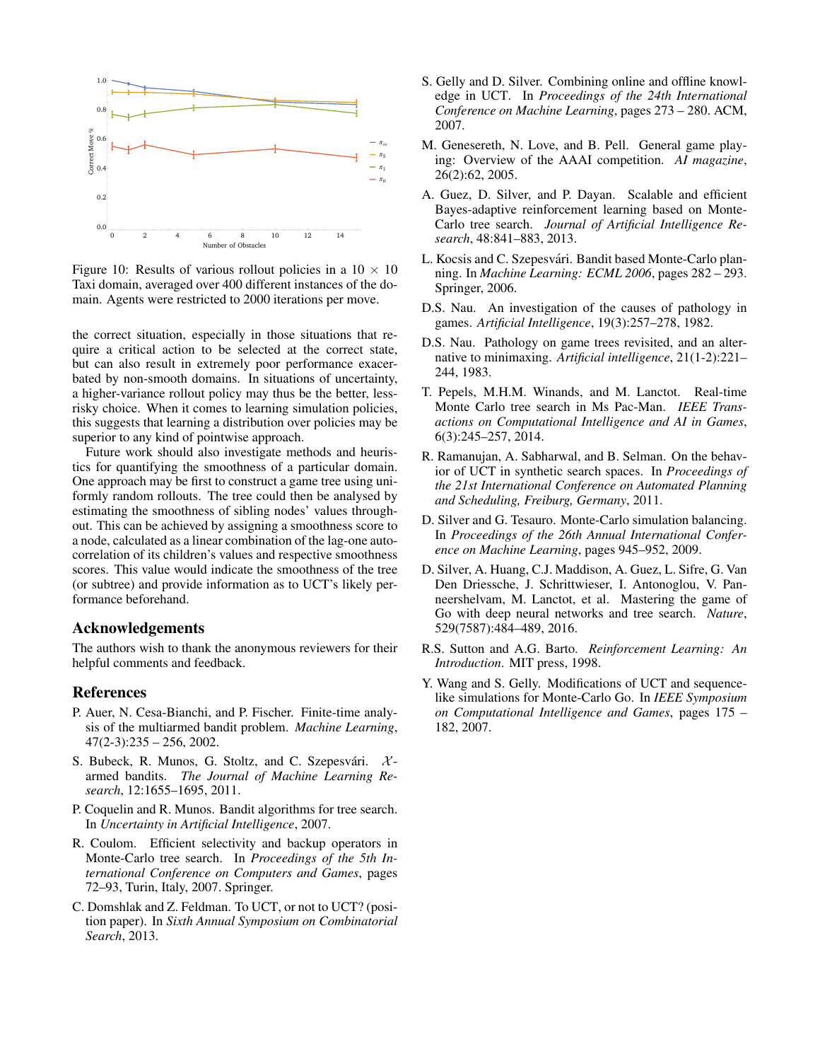1.0

0.8

0.6

0.4

0.2

0.0

0 2 4 6 8 10 12 14

Number of Obstacles

Correct Move %

$\pi_\infty$

$\pi_5$

$\pi_1$

$\pi_0$

Figure 10: Results of various rollout policies in a 10 × 10 Taxi domain, averaged over 400 different instances of the domain. Agents were restricted to 2000 iterations per move.

the correct situation, especially in those situations that require a critical action to be selected at the correct state, but can also result in extremely poor performance exacerbated by non-smooth domains. In situations of uncertainty, a higher-variance rollout policy may thus be the better, less-risky choice. When it comes to learning simulation policies, this suggests that learning a distribution over policies may be superior to any kind of pointwise approach.

Future work should also investigate methods and heuristics for quantifying the smoothness of a particular domain. One approach may be first to construct a game tree using uniformly random rollouts. The tree could then be analysed by estimating the smoothness of sibling nodes' values throughout. This can be achieved by assigning a smoothness score to a node, calculated as a linear combination of the lag-one autocorrelation of its children's values and respective smoothness scores. This value would indicate the smoothness of the tree (or subtree) and provide information as to UCT's likely performance beforehand.

## Acknowledgements

The authors wish to thank the anonymous reviewers for their helpful comments and feedback.

## References

P. Auer, N. Cesa-Bianchi, and P. Fischer. Finite-time analysis of the multiarmed bandit problem. *Machine Learning*, 47(2-3):235 – 256, 2002.

S. Bubeck, R. Munos, G. Stoltz, and C. Szepesvári. $\mathcal{X}$-armed bandits. *The Journal of Machine Learning Research*, 12:1655–1695, 2011.

P. Coquelin and R. Munos. Bandit algorithms for tree search. In *Uncertainty in Artificial Intelligence*, 2007.

R. Coulom. Efficient selectivity and backup operators in Monte-Carlo tree search. In *Proceedings of the 5th International Conference on Computers and Games*, pages 72–93, Turin, Italy, 2007. Springer.

C. Domshlak and Z. Feldman. To UCT, or not to UCT? (position paper). In *Sixth Annual Symposium on Combinatorial Search*, 2013.

S. Gelly and D. Silver. Combining online and offline knowledge in UCT. In *Proceedings of the 24th International Conference on Machine Learning*, pages 273 – 280. ACM, 2007.

M. Genesereth, N. Love, and B. Pell. General game playing: Overview of the AAAI competition. *AI magazine*, 26(2):62, 2005.

A. Guez, D. Silver, and P. Dayan. Scalable and efficient Bayes-adaptive reinforcement learning based on Monte-Carlo tree search. *Journal of Artificial Intelligence Research*, 48:841–883, 2013.

L. Kocsis and C. Szepesvári. Bandit based Monte-Carlo planning. In *Machine Learning: ECML 2006*, pages 282 – 293. Springer, 2006.

D.S. Nau. An investigation of the causes of pathology in games. *Artificial Intelligence*, 19(3):257–278, 1982.

D.S. Nau. Pathology on game trees revisited, and an alternative to minimaxing. *Artificial intelligence*, 21(1-2):221–244, 1983.

T. Pepels, M.H.M. Winands, and M. Lanctot. Real-time Monte Carlo tree search in Ms Pac-Man. *IEEE Transactions on Computational Intelligence and AI in Games*, 6(3):245–257, 2014.

R. Ramanujan, A. Sabharwal, and B. Selman. On the behavior of UCT in synthetic search spaces. In *Proceedings of the 21st International Conference on Automated Planning and Scheduling, Freiburg, Germany*, 2011.

D. Silver and G. Tesauro. Monte-Carlo simulation balancing. In *Proceedings of the 26th Annual International Conference on Machine Learning*, pages 945–952, 2009.

D. Silver, A. Huang, C.J. Maddison, A. Guez, L. Sifre, G. Van Den Driessche, J. Schrittwieser, I. Antonoglou, V. Panneershelvam, M. Lanctot, et al. Mastering the game of Go with deep neural networks and tree search. *Nature*, 529(7587):484–489, 2016.

R.S. Sutton and A.G. Barto. *Reinforcement Learning: An Introduction*. MIT press, 1998.

Y. Wang and S. Gelly. Modifications of UCT and sequence-like simulations for Monte-Carlo Go. In *IEEE Symposium on Computational Intelligence and Games*, pages 175 – 182, 2007.